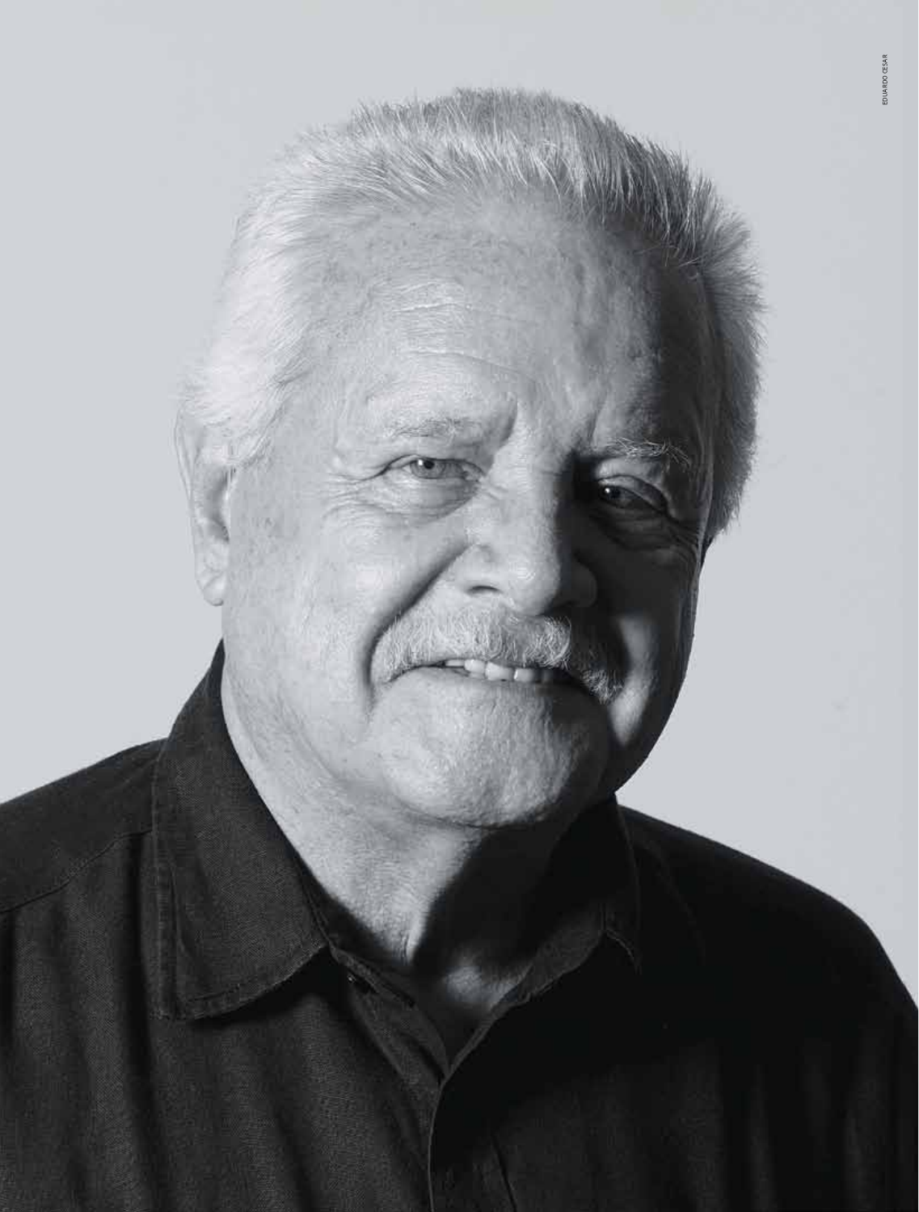EDUARDO CESAR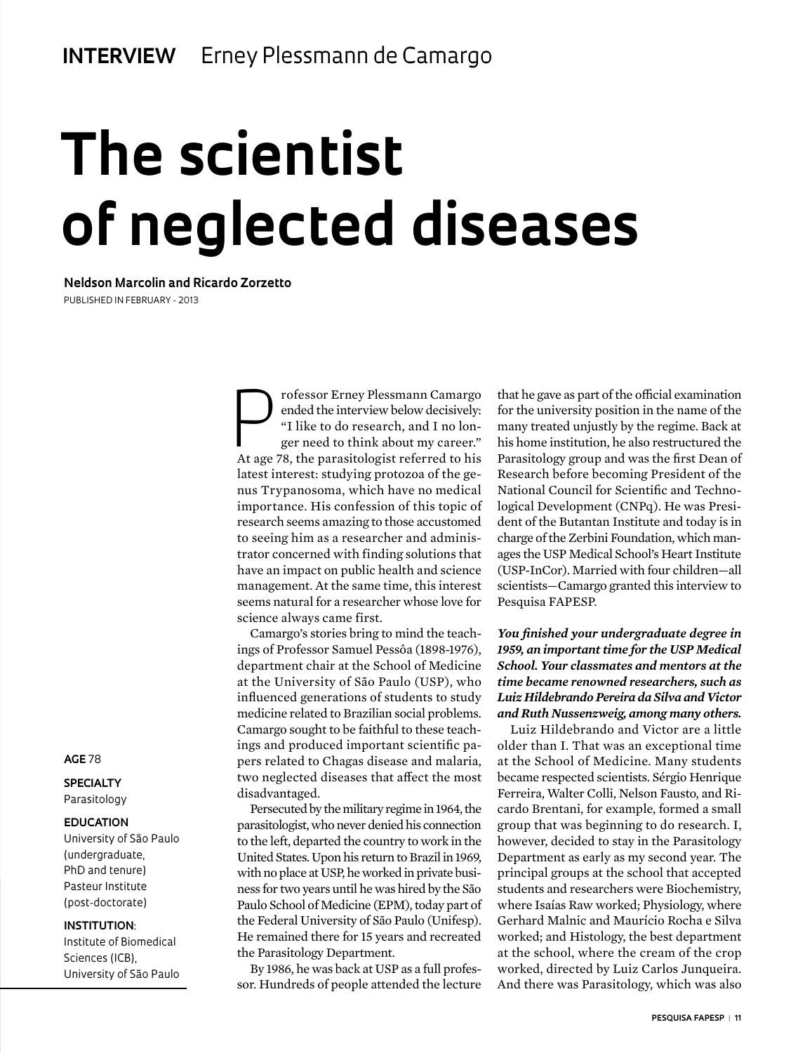**INTERVIEW** Erney Plessmann de Camargo

# The scientist of neglected diseases

**Neldson Marcolin and Ricardo Zorzetto**

PUBLISHED IN FEBRUARY - 2013

**AGE** 78

**SPECIALTY**
Parasitology

**EDUCATION**
University of São Paulo (undergraduate, PhD and tenure)
Pasteur Institute (post-doctorate)

**INSTITUTION**:
Institute of Biomedical Sciences (ICB), University of São Paulo

Professor Erney Plessmann Camargo ended the interview below decisively: "I like to do research, and I no longer need to think about my career." At age 78, the parasitologist referred to his latest interest: studying protozoa of the genus Trypanosoma, which have no medical importance. His confession of this topic of research seems amazing to those accustomed to seeing him as a researcher and administrator concerned with finding solutions that have an impact on public health and science management. At the same time, this interest seems natural for a researcher whose love for science always came first.

Camargo's stories bring to mind the teachings of Professor Samuel Pessôa (1898-1976), department chair at the School of Medicine at the University of São Paulo (USP), who influenced generations of students to study medicine related to Brazilian social problems. Camargo sought to be faithful to these teachings and produced important scientific papers related to Chagas disease and malaria, two neglected diseases that affect the most disadvantaged.

Persecuted by the military regime in 1964, the parasitologist, who never denied his connection to the left, departed the country to work in the United States. Upon his return to Brazil in 1969, with no place at USP, he worked in private business for two years until he was hired by the São Paulo School of Medicine (EPM), today part of the Federal University of São Paulo (Unifesp). He remained there for 15 years and recreated the Parasitology Department.

By 1986, he was back at USP as a full professor. Hundreds of people attended the lecture that he gave as part of the official examination for the university position in the name of the many treated unjustly by the regime. Back at his home institution, he also restructured the Parasitology group and was the first Dean of Research before becoming President of the National Council for Scientific and Technological Development (CNPq). He was President of the Butantan Institute and today is in charge of the Zerbini Foundation, which manages the USP Medical School's Heart Institute (USP-InCor). Married with four children—all scientists—Camargo granted this interview to Pesquisa FAPESP.

***You finished your undergraduate degree in 1959, an important time for the USP Medical School. Your classmates and mentors at the time became renowned researchers, such as Luiz Hildebrando Pereira da Silva and Victor and Ruth Nussenzweig, among many others.***

Luiz Hildebrando and Victor are a little older than I. That was an exceptional time at the School of Medicine. Many students became respected scientists. Sérgio Henrique Ferreira, Walter Colli, Nelson Fausto, and Ricardo Brentani, for example, formed a small group that was beginning to do research. I, however, decided to stay in the Parasitology Department as early as my second year. The principal groups at the school that accepted students and researchers were Biochemistry, where Isaías Raw worked; Physiology, where Gerhard Malnic and Maurício Rocha e Silva worked; and Histology, the best department at the school, where the cream of the crop worked, directed by Luiz Carlos Junqueira. And there was Parasitology, which was also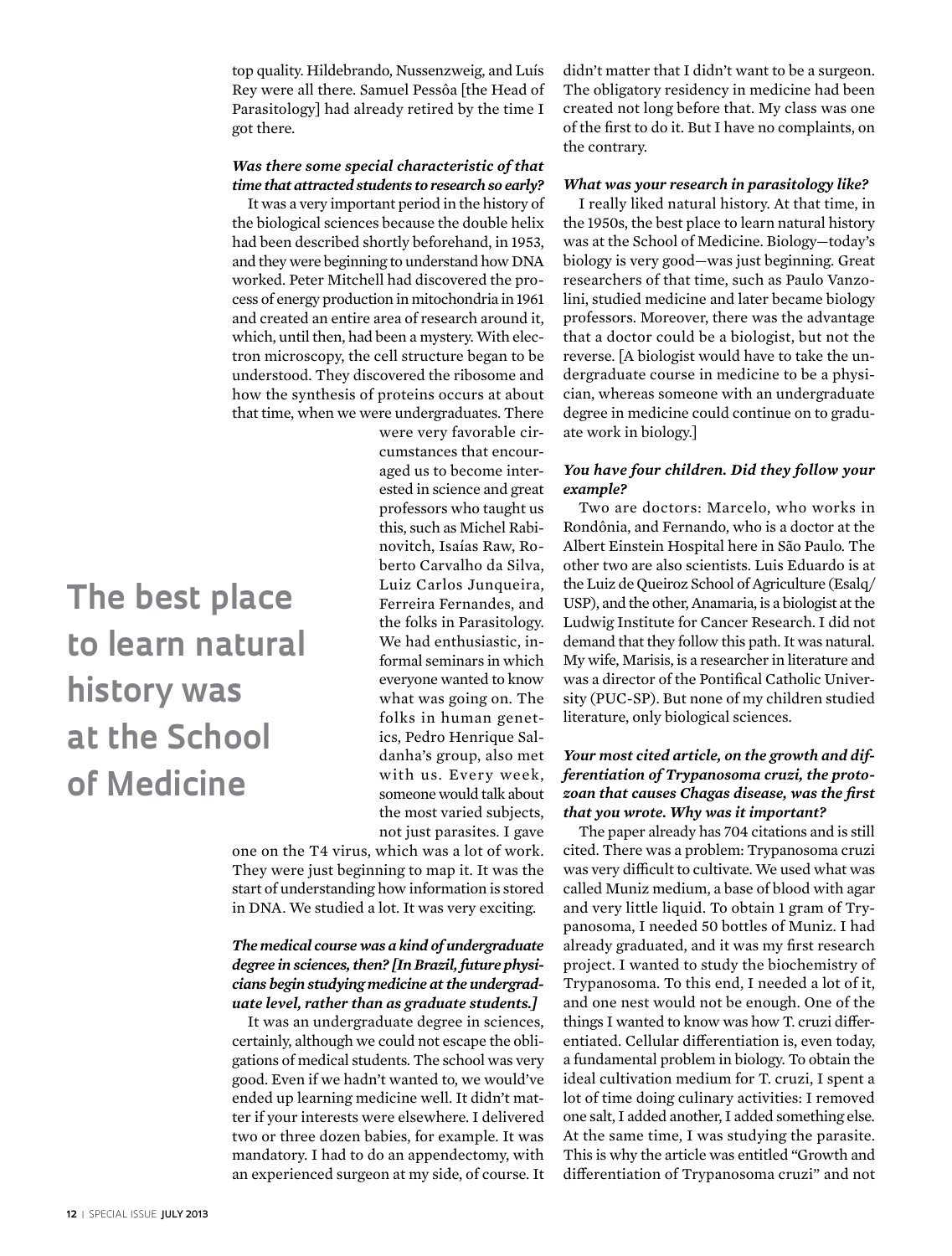top quality. Hildebrando, Nussenzweig, and Luís Rey were all there. Samuel Pessôa [the Head of Parasitology] had already retired by the time I got there.

***Was there some special characteristic of that time that attracted students to research so early?***

It was a very important period in the history of the biological sciences because the double helix had been described shortly beforehand, in 1953, and they were beginning to understand how DNA worked. Peter Mitchell had discovered the process of energy production in mitochondria in 1961 and created an entire area of research around it, which, until then, had been a mystery. With electron microscopy, the cell structure began to be understood. They discovered the ribosome and how the synthesis of proteins occurs at about that time, when we were undergraduates. There were very favorable circumstances that encouraged us to become interested in science and great professors who taught us this, such as Michel Rabinovitch, Isaías Raw, Roberto Carvalho da Silva, Luiz Carlos Junqueira, Ferreira Fernandes, and the folks in Parasitology. We had enthusiastic, informal seminars in which everyone wanted to know what was going on. The folks in human genetics, Pedro Henrique Saldanha's group, also met with us. Every week, someone would talk about the most varied subjects, not just parasites. I gave one on the T4 virus, which was a lot of work. They were just beginning to map it. It was the start of understanding how information is stored in DNA. We studied a lot. It was very exciting.

**The best place to learn natural history was at the School of Medicine**

***The medical course was a kind of undergraduate degree in sciences, then? [In Brazil, future physicians begin studying medicine at the undergraduate level, rather than as graduate students.]***

It was an undergraduate degree in sciences, certainly, although we could not escape the obligations of medical students. The school was very good. Even if we hadn't wanted to, we would've ended up learning medicine well. It didn't matter if your interests were elsewhere. I delivered two or three dozen babies, for example. It was mandatory. I had to do an appendectomy, with an experienced surgeon at my side, of course. It didn't matter that I didn't want to be a surgeon. The obligatory residency in medicine had been created not long before that. My class was one of the first to do it. But I have no complaints, on the contrary.

***What was your research in parasitology like?***

I really liked natural history. At that time, in the 1950s, the best place to learn natural history was at the School of Medicine. Biology—today's biology is very good—was just beginning. Great researchers of that time, such as Paulo Vanzolini, studied medicine and later became biology professors. Moreover, there was the advantage that a doctor could be a biologist, but not the reverse. [A biologist would have to take the undergraduate course in medicine to be a physician, whereas someone with an undergraduate degree in medicine could continue on to graduate work in biology.]

***You have four children. Did they follow your example?***

Two are doctors: Marcelo, who works in Rondônia, and Fernando, who is a doctor at the Albert Einstein Hospital here in São Paulo. The other two are also scientists. Luis Eduardo is at the Luiz de Queiroz School of Agriculture (Esalq/USP), and the other, Anamaria, is a biologist at the Ludwig Institute for Cancer Research. I did not demand that they follow this path. It was natural. My wife, Marisis, is a researcher in literature and was a director of the Pontifical Catholic University (PUC-SP). But none of my children studied literature, only biological sciences.

***Your most cited article, on the growth and differentiation of Trypanosoma cruzi, the protozoan that causes Chagas disease, was the first that you wrote. Why was it important?***

The paper already has 704 citations and is still cited. There was a problem: Trypanosoma cruzi was very difficult to cultivate. We used what was called Muniz medium, a base of blood with agar and very little liquid. To obtain 1 gram of Trypanosoma, I needed 50 bottles of Muniz. I had already graduated, and it was my first research project. I wanted to study the biochemistry of Trypanosoma. To this end, I needed a lot of it, and one nest would not be enough. One of the things I wanted to know was how T. cruzi differentiated. Cellular differentiation is, even today, a fundamental problem in biology. To obtain the ideal cultivation medium for T. cruzi, I spent a lot of time doing culinary activities: I removed one salt, I added another, I added something else. At the same time, I was studying the parasite. This is why the article was entitled "Growth and differentiation of Trypanosoma cruzi" and not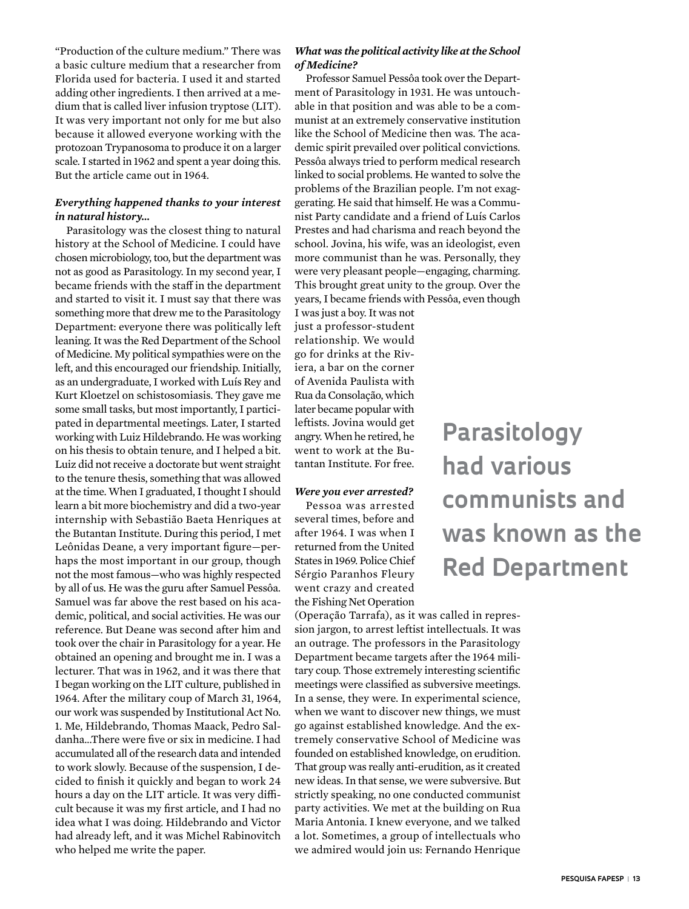"Production of the culture medium." There was a basic culture medium that a researcher from Florida used for bacteria. I used it and started adding other ingredients. I then arrived at a medium that is called liver infusion tryptose (LIT). It was very important not only for me but also because it allowed everyone working with the protozoan Trypanosoma to produce it on a larger scale. I started in 1962 and spent a year doing this. But the article came out in 1964.

***Everything happened thanks to your interest in natural history...***

Parasitology was the closest thing to natural history at the School of Medicine. I could have chosen microbiology, too, but the department was not as good as Parasitology. In my second year, I became friends with the staff in the department and started to visit it. I must say that there was something more that drew me to the Parasitology Department: everyone there was politically left leaning. It was the Red Department of the School of Medicine. My political sympathies were on the left, and this encouraged our friendship. Initially, as an undergraduate, I worked with Luís Rey and Kurt Kloetzel on schistosomiasis. They gave me some small tasks, but most importantly, I participated in departmental meetings. Later, I started working with Luiz Hildebrando. He was working on his thesis to obtain tenure, and I helped a bit. Luiz did not receive a doctorate but went straight to the tenure thesis, something that was allowed at the time. When I graduated, I thought I should learn a bit more biochemistry and did a two-year internship with Sebastião Baeta Henriques at the Butantan Institute. During this period, I met Leônidas Deane, a very important figure—perhaps the most important in our group, though not the most famous—who was highly respected by all of us. He was the guru after Samuel Pessôa. Samuel was far above the rest based on his academic, political, and social activities. He was our reference. But Deane was second after him and took over the chair in Parasitology for a year. He obtained an opening and brought me in. I was a lecturer. That was in 1962, and it was there that I began working on the LIT culture, published in 1964. After the military coup of March 31, 1964, our work was suspended by Institutional Act No. 1. Me, Hildebrando, Thomas Maack, Pedro Saldanha...There were five or six in medicine. I had accumulated all of the research data and intended to work slowly. Because of the suspension, I decided to finish it quickly and began to work 24 hours a day on the LIT article. It was very difficult because it was my first article, and I had no idea what I was doing. Hildebrando and Victor had already left, and it was Michel Rabinovitch who helped me write the paper.

***What was the political activity like at the School of Medicine?***

Professor Samuel Pessôa took over the Department of Parasitology in 1931. He was untouchable in that position and was able to be a communist at an extremely conservative institution like the School of Medicine then was. The academic spirit prevailed over political convictions. Pessôa always tried to perform medical research linked to social problems. He wanted to solve the problems of the Brazilian people. I'm not exaggerating. He said that himself. He was a Communist Party candidate and a friend of Luís Carlos Prestes and had charisma and reach beyond the school. Jovina, his wife, was an ideologist, even more communist than he was. Personally, they were very pleasant people—engaging, charming. This brought great unity to the group. Over the years, I became friends with Pessôa, even though I was just a boy. It was not just a professor-student relationship. We would go for drinks at the Riviera, a bar on the corner of Avenida Paulista with Rua da Consolação, which later became popular with leftists. Jovina would get angry. When he retired, he went to work at the Butantan Institute. For free.

**Parasitology had various communists and was known as the Red Department**

***Were you ever arrested?***

Pessoa was arrested several times, before and after 1964. I was when I returned from the United States in 1969. Police Chief Sérgio Paranhos Fleury went crazy and created the Fishing Net Operation (Operação Tarrafa), as it was called in repression jargon, to arrest leftist intellectuals. It was an outrage. The professors in the Parasitology Department became targets after the 1964 military coup. Those extremely interesting scientific meetings were classified as subversive meetings. In a sense, they were. In experimental science, when we want to discover new things, we must go against established knowledge. And the extremely conservative School of Medicine was founded on established knowledge, on erudition. That group was really anti-erudition, as it created new ideas. In that sense, we were subversive. But strictly speaking, no one conducted communist party activities. We met at the building on Rua Maria Antonia. I knew everyone, and we talked a lot. Sometimes, a group of intellectuals who we admired would join us: Fernando Henrique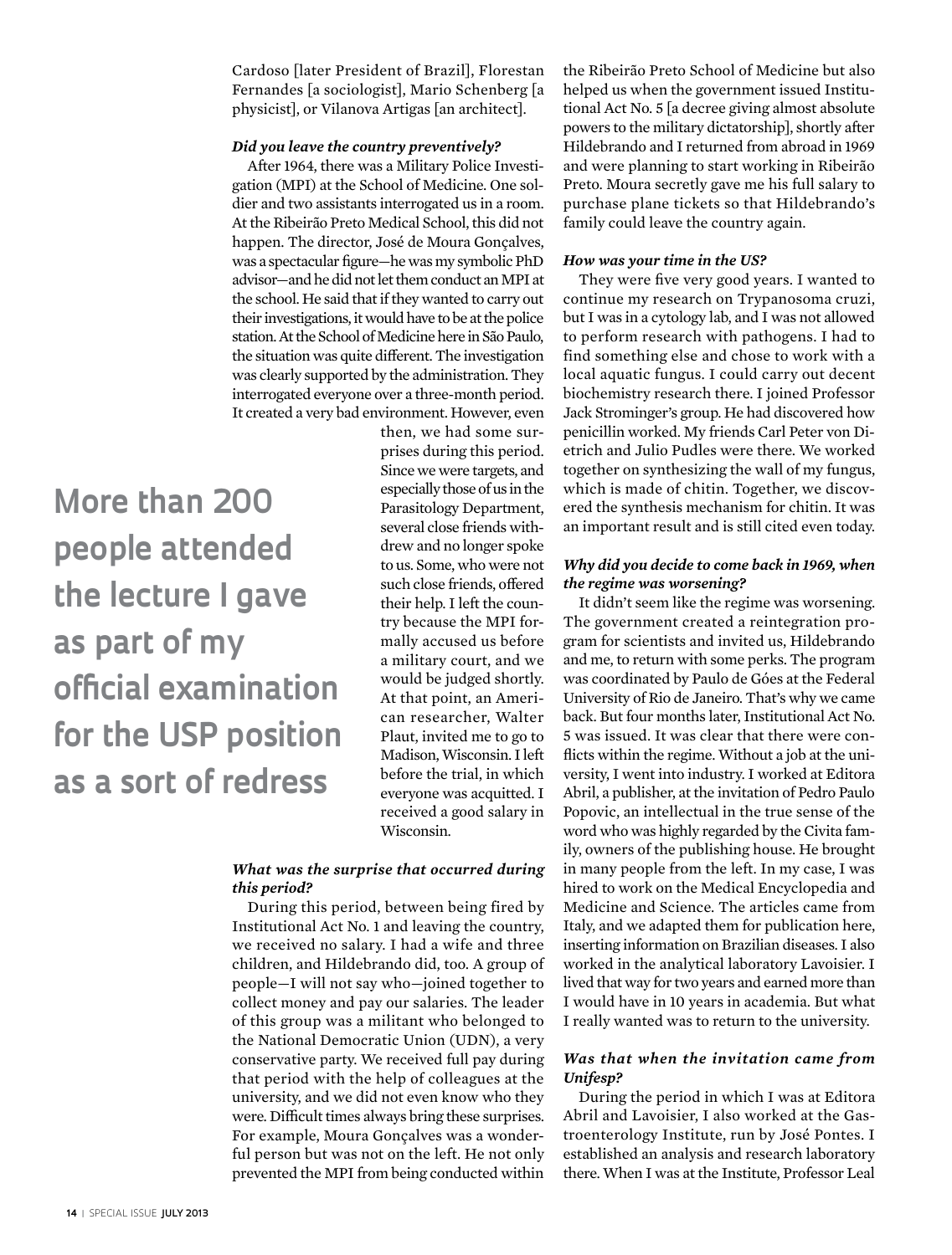Cardoso [later President of Brazil], Florestan Fernandes [a sociologist], Mario Schenberg [a physicist], or Vilanova Artigas [an architect].

***Did you leave the country preventively?***

After 1964, there was a Military Police Investigation (MPI) at the School of Medicine. One soldier and two assistants interrogated us in a room. At the Ribeirão Preto Medical School, this did not happen. The director, José de Moura Gonçalves, was a spectacular figure—he was my symbolic PhD advisor—and he did not let them conduct an MPI at the school. He said that if they wanted to carry out their investigations, it would have to be at the police station. At the School of Medicine here in São Paulo, the situation was quite different. The investigation was clearly supported by the administration. They interrogated everyone over a three-month period. It created a very bad environment. However, even then, we had some surprises during this period. Since we were targets, and especially those of us in the Parasitology Department, several close friends withdrew and no longer spoke to us. Some, who were not such close friends, offered their help. I left the country because the MPI formally accused us before a military court, and we would be judged shortly. At that point, an American researcher, Walter Plaut, invited me to go to Madison, Wisconsin. I left before the trial, in which everyone was acquitted. I received a good salary in Wisconsin.

**More than 200 people attended the lecture I gave as part of my official examination for the USP position as a sort of redress**

***What was the surprise that occurred during this period?***

During this period, between being fired by Institutional Act No. 1 and leaving the country, we received no salary. I had a wife and three children, and Hildebrando did, too. A group of people—I will not say who—joined together to collect money and pay our salaries. The leader of this group was a militant who belonged to the National Democratic Union (UDN), a very conservative party. We received full pay during that period with the help of colleagues at the university, and we did not even know who they were. Difficult times always bring these surprises. For example, Moura Gonçalves was a wonderful person but was not on the left. He not only prevented the MPI from being conducted within the Ribeirão Preto School of Medicine but also helped us when the government issued Institutional Act No. 5 [a decree giving almost absolute powers to the military dictatorship], shortly after Hildebrando and I returned from abroad in 1969 and were planning to start working in Ribeirão Preto. Moura secretly gave me his full salary to purchase plane tickets so that Hildebrando's family could leave the country again.

***How was your time in the US?***

They were five very good years. I wanted to continue my research on Trypanosoma cruzi, but I was in a cytology lab, and I was not allowed to perform research with pathogens. I had to find something else and chose to work with a local aquatic fungus. I could carry out decent biochemistry research there. I joined Professor Jack Strominger's group. He had discovered how penicillin worked. My friends Carl Peter von Dietrich and Julio Pudles were there. We worked together on synthesizing the wall of my fungus, which is made of chitin. Together, we discovered the synthesis mechanism for chitin. It was an important result and is still cited even today.

***Why did you decide to come back in 1969, when the regime was worsening?***

It didn't seem like the regime was worsening. The government created a reintegration program for scientists and invited us, Hildebrando and me, to return with some perks. The program was coordinated by Paulo de Góes at the Federal University of Rio de Janeiro. That's why we came back. But four months later, Institutional Act No. 5 was issued. It was clear that there were conflicts within the regime. Without a job at the university, I went into industry. I worked at Editora Abril, a publisher, at the invitation of Pedro Paulo Popovic, an intellectual in the true sense of the word who was highly regarded by the Civita family, owners of the publishing house. He brought in many people from the left. In my case, I was hired to work on the Medical Encyclopedia and Medicine and Science. The articles came from Italy, and we adapted them for publication here, inserting information on Brazilian diseases. I also worked in the analytical laboratory Lavoisier. I lived that way for two years and earned more than I would have in 10 years in academia. But what I really wanted was to return to the university.

***Was that when the invitation came from Unifesp?***

During the period in which I was at Editora Abril and Lavoisier, I also worked at the Gastroenterology Institute, run by José Pontes. I established an analysis and research laboratory there. When I was at the Institute, Professor Leal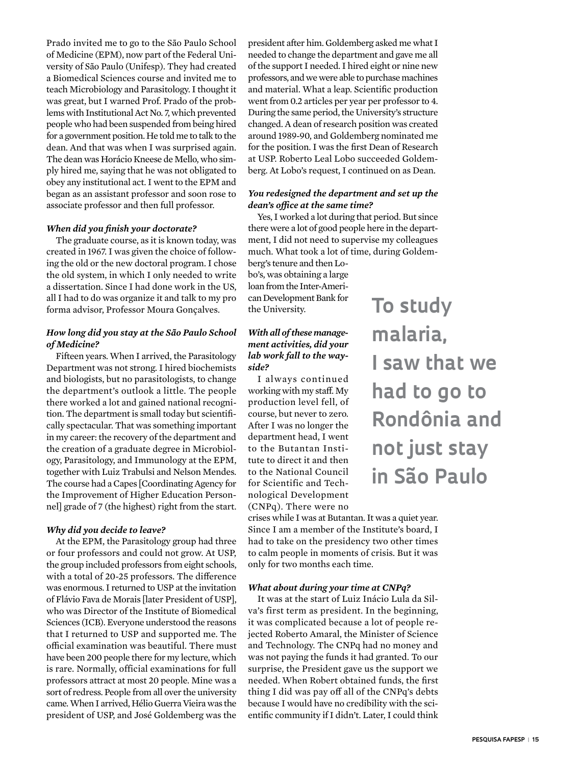Prado invited me to go to the São Paulo School of Medicine (EPM), now part of the Federal University of São Paulo (Unifesp). They had created a Biomedical Sciences course and invited me to teach Microbiology and Parasitology. I thought it was great, but I warned Prof. Prado of the problems with Institutional Act No. 7, which prevented people who had been suspended from being hired for a government position. He told me to talk to the dean. And that was when I was surprised again. The dean was Horácio Kneese de Mello, who simply hired me, saying that he was not obligated to obey any institutional act. I went to the EPM and began as an assistant professor and soon rose to associate professor and then full professor.

***When did you finish your doctorate?***

The graduate course, as it is known today, was created in 1967. I was given the choice of following the old or the new doctoral program. I chose the old system, in which I only needed to write a dissertation. Since I had done work in the US, all I had to do was organize it and talk to my pro forma advisor, Professor Moura Gonçalves.

***How long did you stay at the São Paulo School of Medicine?***

Fifteen years. When I arrived, the Parasitology Department was not strong. I hired biochemists and biologists, but no parasitologists, to change the department's outlook a little. The people there worked a lot and gained national recognition. The department is small today but scientifically spectacular. That was something important in my career: the recovery of the department and the creation of a graduate degree in Microbiology, Parasitology, and Immunology at the EPM, together with Luiz Trabulsi and Nelson Mendes. The course had a Capes [Coordinating Agency for the Improvement of Higher Education Personnel] grade of 7 (the highest) right from the start.

***Why did you decide to leave?***

At the EPM, the Parasitology group had three or four professors and could not grow. At USP, the group included professors from eight schools, with a total of 20-25 professors. The difference was enormous. I returned to USP at the invitation of Flávio Fava de Morais [later President of USP], who was Director of the Institute of Biomedical Sciences (ICB). Everyone understood the reasons that I returned to USP and supported me. The official examination was beautiful. There must have been 200 people there for my lecture, which is rare. Normally, official examinations for full professors attract at most 20 people. Mine was a sort of redress. People from all over the university came. When I arrived, Hélio Guerra Vieira was the president of USP, and José Goldemberg was the president after him. Goldemberg asked me what I needed to change the department and gave me all of the support I needed. I hired eight or nine new professors, and we were able to purchase machines and material. What a leap. Scientific production went from 0.2 articles per year per professor to 4. During the same period, the University's structure changed. A dean of research position was created around 1989-90, and Goldemberg nominated me for the position. I was the first Dean of Research at USP. Roberto Leal Lobo succeeded Goldemberg. At Lobo's request, I continued on as Dean.

***You redesigned the department and set up the dean's office at the same time?***

Yes, I worked a lot during that period. But since there were a lot of good people here in the department, I did not need to supervise my colleagues much. What took a lot of time, during Goldemberg's tenure and then Lobo's, was obtaining a large loan from the Inter-American Development Bank for the University.

***With all of these management activities, did your lab work fall to the wayside?***

I always continued working with my staff. My production level fell, of course, but never to zero. After I was no longer the department head, I went to the Butantan Institute to direct it and then to the National Council for Scientific and Technological Development (CNPq). There were no crises while I was at Butantan. It was a quiet year. Since I am a member of the Institute's board, I had to take on the presidency two other times to calm people in moments of crisis. But it was only for two months each time.

**To study malaria, I saw that we had to go to Rondônia and not just stay in São Paulo**

***What about during your time at CNPq?***

It was at the start of Luiz Inácio Lula da Silva's first term as president. In the beginning, it was complicated because a lot of people rejected Roberto Amaral, the Minister of Science and Technology. The CNPq had no money and was not paying the funds it had granted. To our surprise, the President gave us the support we needed. When Robert obtained funds, the first thing I did was pay off all of the CNPq's debts because I would have no credibility with the scientific community if I didn't. Later, I could think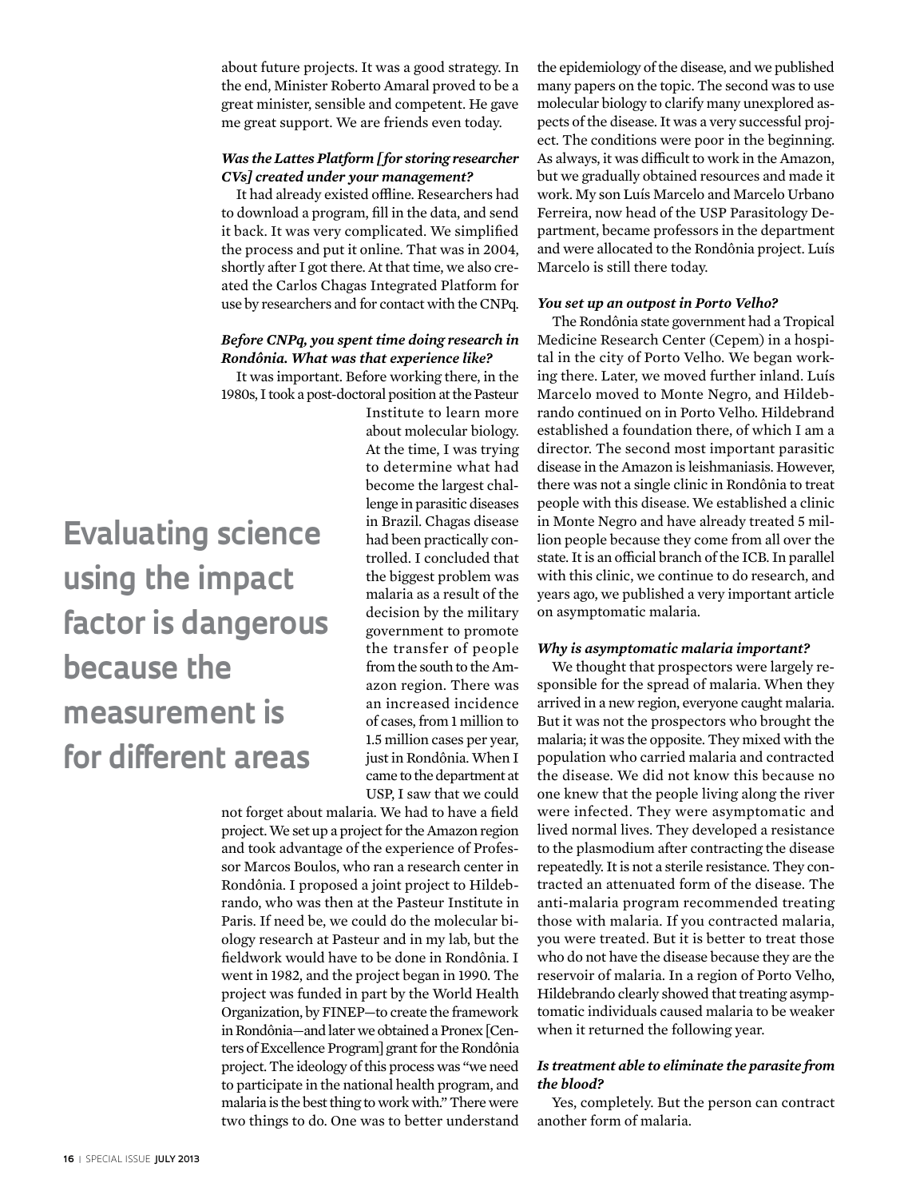about future projects. It was a good strategy. In the end, Minister Roberto Amaral proved to be a great minister, sensible and competent. He gave me great support. We are friends even today.

***Was the Lattes Platform [for storing researcher CVs] created under your management?***

It had already existed offline. Researchers had to download a program, fill in the data, and send it back. It was very complicated. We simplified the process and put it online. That was in 2004, shortly after I got there. At that time, we also created the Carlos Chagas Integrated Platform for use by researchers and for contact with the CNPq.

***Before CNPq, you spent time doing research in Rondônia. What was that experience like?***

It was important. Before working there, in the 1980s, I took a post-doctoral position at the Pasteur Institute to learn more about molecular biology. At the time, I was trying to determine what had become the largest challenge in parasitic diseases in Brazil. Chagas disease had been practically controlled. I concluded that the biggest problem was malaria as a result of the decision by the military government to promote the transfer of people from the south to the Amazon region. There was an increased incidence of cases, from 1 million to 1.5 million cases per year, just in Rondônia. When I came to the department at USP, I saw that we could not forget about malaria. We had to have a field project. We set up a project for the Amazon region and took advantage of the experience of Professor Marcos Boulos, who ran a research center in Rondônia. I proposed a joint project to Hildebrando, who was then at the Pasteur Institute in Paris. If need be, we could do the molecular biology research at Pasteur and in my lab, but the fieldwork would have to be done in Rondônia. I went in 1982, and the project began in 1990. The project was funded in part by the World Health Organization, by FINEP—to create the framework in Rondônia—and later we obtained a Pronex [Centers of Excellence Program] grant for the Rondônia project. The ideology of this process was "we need to participate in the national health program, and malaria is the best thing to work with." There were two things to do. One was to better understand the epidemiology of the disease, and we published many papers on the topic. The second was to use molecular biology to clarify many unexplored aspects of the disease. It was a very successful project. The conditions were poor in the beginning. As always, it was difficult to work in the Amazon, but we gradually obtained resources and made it work. My son Luís Marcelo and Marcelo Urbano Ferreira, now head of the USP Parasitology Department, became professors in the department and were allocated to the Rondônia project. Luís Marcelo is still there today.

**Evaluating science using the impact factor is dangerous because the measurement is for different areas**

***You set up an outpost in Porto Velho?***

The Rondônia state government had a Tropical Medicine Research Center (Cepem) in a hospital in the city of Porto Velho. We began working there. Later, we moved further inland. Luís Marcelo moved to Monte Negro, and Hildebrando continued on in Porto Velho. Hildebrand established a foundation there, of which I am a director. The second most important parasitic disease in the Amazon is leishmaniasis. However, there was not a single clinic in Rondônia to treat people with this disease. We established a clinic in Monte Negro and have already treated 5 million people because they come from all over the state. It is an official branch of the ICB. In parallel with this clinic, we continue to do research, and years ago, we published a very important article on asymptomatic malaria.

***Why is asymptomatic malaria important?***

We thought that prospectors were largely responsible for the spread of malaria. When they arrived in a new region, everyone caught malaria. But it was not the prospectors who brought the malaria; it was the opposite. They mixed with the population who carried malaria and contracted the disease. We did not know this because no one knew that the people living along the river were infected. They were asymptomatic and lived normal lives. They developed a resistance to the plasmodium after contracting the disease repeatedly. It is not a sterile resistance. They contracted an attenuated form of the disease. The anti-malaria program recommended treating those with malaria. If you contracted malaria, you were treated. But it is better to treat those who do not have the disease because they are the reservoir of malaria. In a region of Porto Velho, Hildebrando clearly showed that treating asymptomatic individuals caused malaria to be weaker when it returned the following year.

***Is treatment able to eliminate the parasite from the blood?***

Yes, completely. But the person can contract another form of malaria.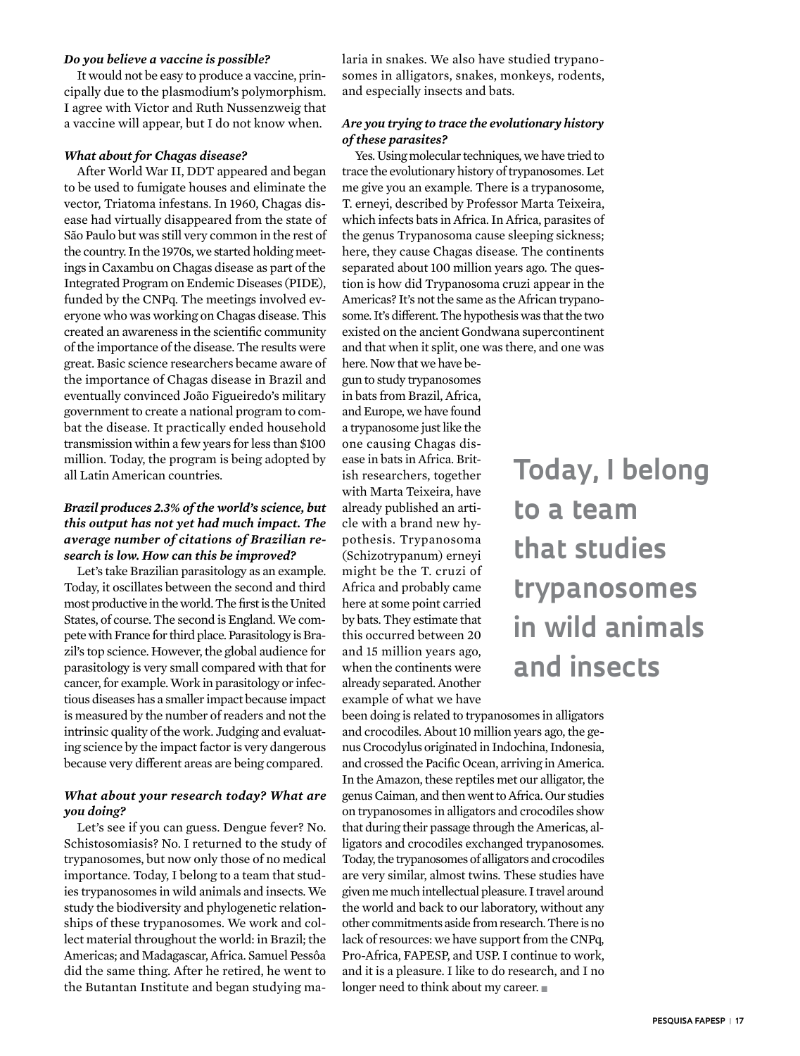***Do you believe a vaccine is possible?***

It would not be easy to produce a vaccine, principally due to the plasmodium's polymorphism. I agree with Victor and Ruth Nussenzweig that a vaccine will appear, but I do not know when.

***What about for Chagas disease?***

After World War II, DDT appeared and began to be used to fumigate houses and eliminate the vector, Triatoma infestans. In 1960, Chagas disease had virtually disappeared from the state of São Paulo but was still very common in the rest of the country. In the 1970s, we started holding meetings in Caxambu on Chagas disease as part of the Integrated Program on Endemic Diseases (PIDE), funded by the CNPq. The meetings involved everyone who was working on Chagas disease. This created an awareness in the scientific community of the importance of the disease. The results were great. Basic science researchers became aware of the importance of Chagas disease in Brazil and eventually convinced João Figueiredo's military government to create a national program to combat the disease. It practically ended household transmission within a few years for less than $100 million. Today, the program is being adopted by all Latin American countries.

***Brazil produces 2.3% of the world's science, but this output has not yet had much impact. The average number of citations of Brazilian research is low. How can this be improved?***

Let's take Brazilian parasitology as an example. Today, it oscillates between the second and third most productive in the world. The first is the United States, of course. The second is England. We compete with France for third place. Parasitology is Brazil's top science. However, the global audience for parasitology is very small compared with that for cancer, for example. Work in parasitology or infectious diseases has a smaller impact because impact is measured by the number of readers and not the intrinsic quality of the work. Judging and evaluating science by the impact factor is very dangerous because very different areas are being compared.

***What about your research today? What are you doing?***

Let's see if you can guess. Dengue fever? No. Schistosomiasis? No. I returned to the study of trypanosomes, but now only those of no medical importance. Today, I belong to a team that studies trypanosomes in wild animals and insects. We study the biodiversity and phylogenetic relationships of these trypanosomes. We work and collect material throughout the world: in Brazil; the Americas; and Madagascar, Africa. Samuel Pessôa did the same thing. After he retired, he went to the Butantan Institute and began studying malaria in snakes. We also have studied trypanosomes in alligators, snakes, monkeys, rodents, and especially insects and bats.

***Are you trying to trace the evolutionary history of these parasites?***

Yes. Using molecular techniques, we have tried to trace the evolutionary history of trypanosomes. Let me give you an example. There is a trypanosome, T. erneyi, described by Professor Marta Teixeira, which infects bats in Africa. In Africa, parasites of the genus Trypanosoma cause sleeping sickness; here, they cause Chagas disease. The continents separated about 100 million years ago. The question is how did Trypanosoma cruzi appear in the Americas? It's not the same as the African trypanosome. It's different. The hypothesis was that the two existed on the ancient Gondwana supercontinent and that when it split, one was there, and one was here. Now that we have begun to study trypanosomes in bats from Brazil, Africa, and Europe, we have found a trypanosome just like the one causing Chagas disease in bats in Africa. British researchers, together with Marta Teixeira, have already published an article with a brand new hypothesis. Trypanosoma (Schizotrypanum) erneyi might be the T. cruzi of Africa and probably came here at some point carried by bats. They estimate that this occurred between 20 and 15 million years ago, when the continents were already separated. Another example of what we have been doing is related to trypanosomes in alligators and crocodiles. About 10 million years ago, the genus Crocodylus originated in Indochina, Indonesia, and crossed the Pacific Ocean, arriving in America. In the Amazon, these reptiles met our alligator, the genus Caiman, and then went to Africa. Our studies on trypanosomes in alligators and crocodiles show that during their passage through the Americas, alligators and crocodiles exchanged trypanosomes. Today, the trypanosomes of alligators and crocodiles are very similar, almost twins. These studies have given me much intellectual pleasure. I travel around the world and back to our laboratory, without any other commitments aside from research. There is no lack of resources: we have support from the CNPq, Pro-Africa, FAPESP, and USP. I continue to work, and it is a pleasure. I like to do research, and I no longer need to think about my career. ■

**Today, I belong to a team that studies trypanosomes in wild animals and insects**